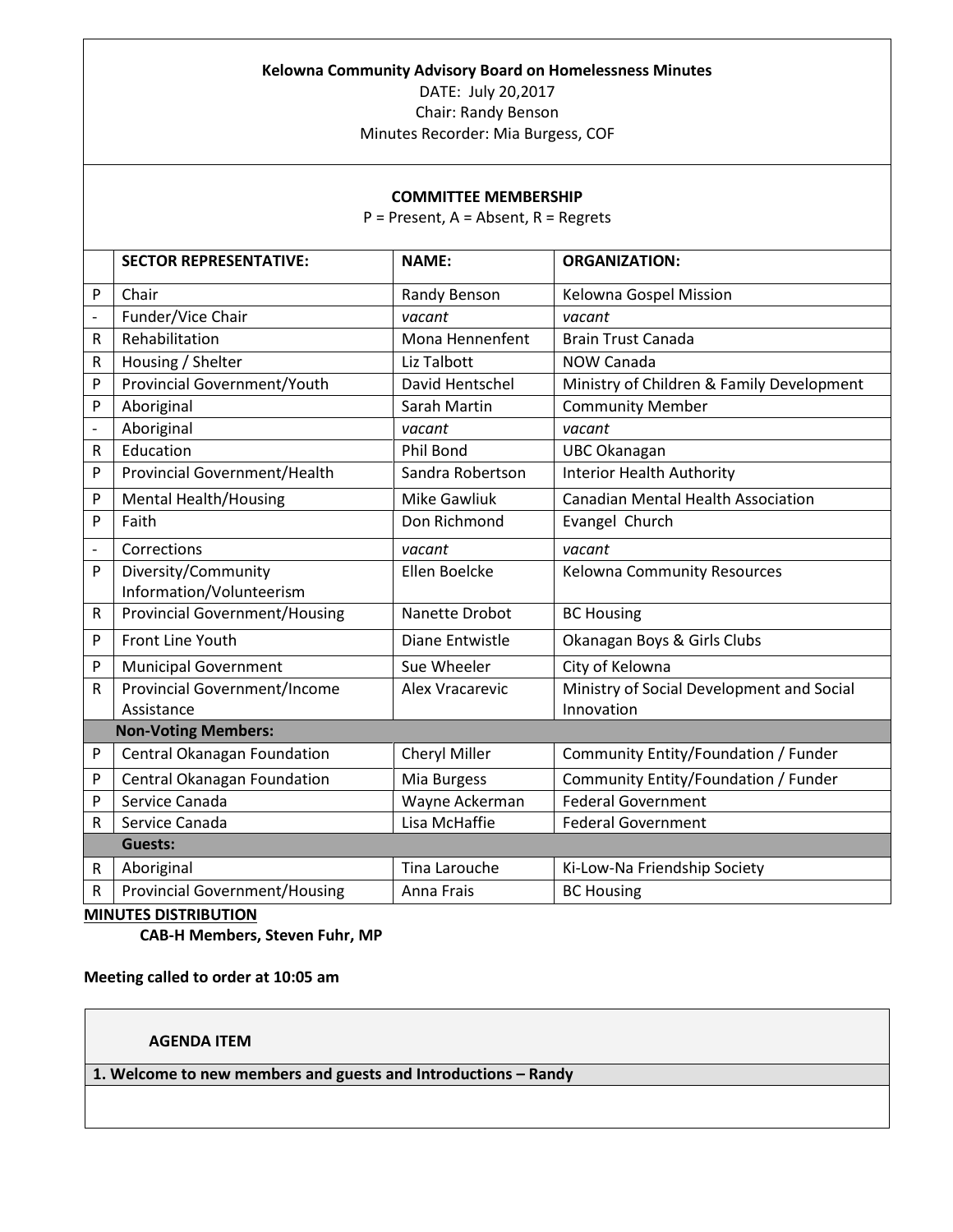**Kelowna Community Advisory Board on Homelessness Minutes**

DATE: July 20,2017

Chair: Randy Benson

Minutes Recorder: Mia Burgess, COF

**COMMITTEE MEMBERSHIP**

P = Present, A = Absent, R = Regrets

| | SECTOR REPRESENTATIVE: | NAME: | ORGANIZATION: |
|---|---|---|---|
| P | Chair | Randy Benson | Kelowna Gospel Mission |
| - | Funder/Vice Chair | *vacant* | *vacant* |
| R | Rehabilitation | Mona Hennenfent | Brain Trust Canada |
| R | Housing / Shelter | Liz Talbott | NOW Canada |
| P | Provincial Government/Youth | David Hentschel | Ministry of Children & Family Development |
| P | Aboriginal | Sarah Martin | Community Member |
| - | Aboriginal | *vacant* | *vacant* |
| R | Education | Phil Bond | UBC Okanagan |
| P | Provincial Government/Health | Sandra Robertson | Interior Health Authority |
| P | Mental Health/Housing | Mike Gawliuk | Canadian Mental Health Association |
| P | Faith | Don Richmond | Evangel Church |
| - | Corrections | *vacant* | *vacant* |
| P | Diversity/Community Information/Volunteerism | Ellen Boelcke | Kelowna Community Resources |
| R | Provincial Government/Housing | Nanette Drobot | BC Housing |
| P | Front Line Youth | Diane Entwistle | Okanagan Boys & Girls Clubs |
| P | Municipal Government | Sue Wheeler | City of Kelowna |
| R | Provincial Government/Income Assistance | Alex Vracarevic | Ministry of Social Development and Social Innovation |
| | **Non-Voting Members:** | | |
| P | Central Okanagan Foundation | Cheryl Miller | Community Entity/Foundation / Funder |
| P | Central Okanagan Foundation | Mia Burgess | Community Entity/Foundation / Funder |
| P | Service Canada | Wayne Ackerman | Federal Government |
| R | Service Canada | Lisa McHaffie | Federal Government |
| | **Guests:** | | |
| R | Aboriginal | Tina Larouche | Ki-Low-Na Friendship Society |
| R | Provincial Government/Housing | Anna Frais | BC Housing |

**MINUTES DISTRIBUTION**

**CAB-H Members, Steven Fuhr, MP**

**Meeting called to order at 10:05 am**

| AGENDA ITEM |
|---|
| **1. Welcome to new members and guests and Introductions – Randy** |
| |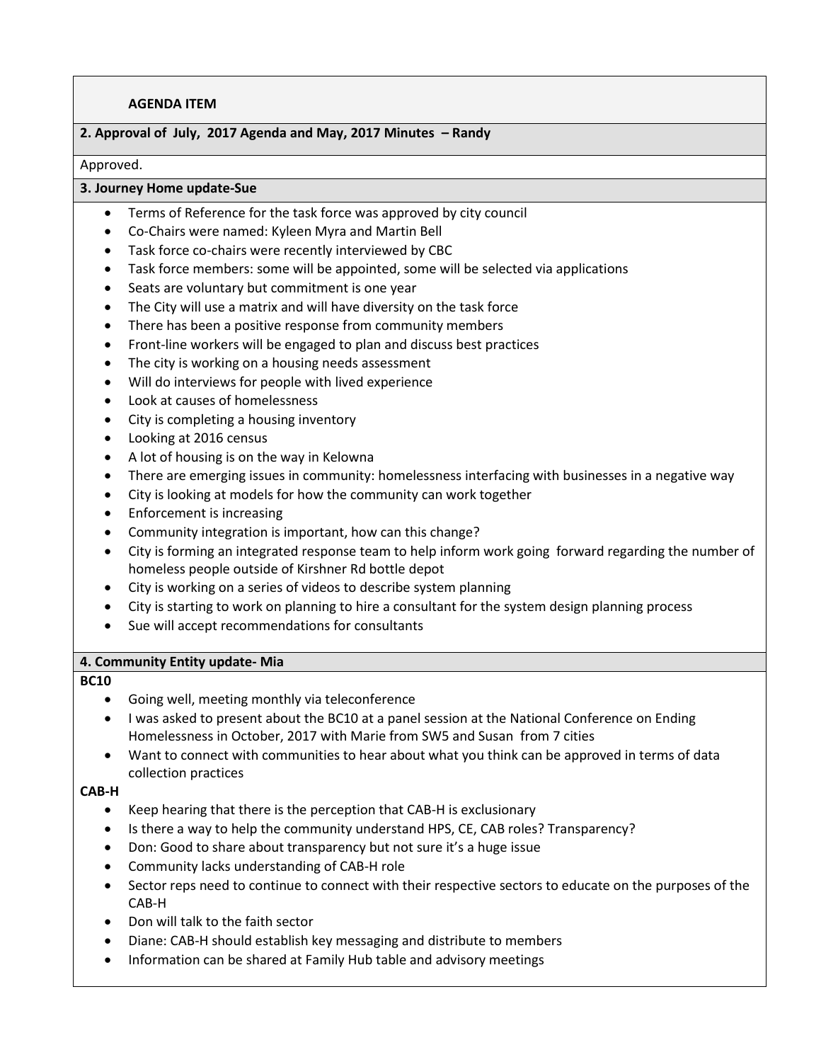**AGENDA ITEM**

**2. Approval of July, 2017 Agenda and May, 2017 Minutes – Randy**

Approved.

**3. Journey Home update-Sue**

- Terms of Reference for the task force was approved by city council
- Co-Chairs were named: Kyleen Myra and Martin Bell
- Task force co-chairs were recently interviewed by CBC
- Task force members: some will be appointed, some will be selected via applications
- Seats are voluntary but commitment is one year
- The City will use a matrix and will have diversity on the task force
- There has been a positive response from community members
- Front-line workers will be engaged to plan and discuss best practices
- The city is working on a housing needs assessment
- Will do interviews for people with lived experience
- Look at causes of homelessness
- City is completing a housing inventory
- Looking at 2016 census
- A lot of housing is on the way in Kelowna
- There are emerging issues in community: homelessness interfacing with businesses in a negative way
- City is looking at models for how the community can work together
- Enforcement is increasing
- Community integration is important, how can this change?
- City is forming an integrated response team to help inform work going forward regarding the number of homeless people outside of Kirshner Rd bottle depot
- City is working on a series of videos to describe system planning
- City is starting to work on planning to hire a consultant for the system design planning process
- Sue will accept recommendations for consultants

**4. Community Entity update- Mia**

**BC10**

- Going well, meeting monthly via teleconference
- I was asked to present about the BC10 at a panel session at the National Conference on Ending Homelessness in October, 2017 with Marie from SW5 and Susan from 7 cities
- Want to connect with communities to hear about what you think can be approved in terms of data collection practices

**CAB-H**

- Keep hearing that there is the perception that CAB-H is exclusionary
- Is there a way to help the community understand HPS, CE, CAB roles? Transparency?
- Don: Good to share about transparency but not sure it's a huge issue
- Community lacks understanding of CAB-H role
- Sector reps need to continue to connect with their respective sectors to educate on the purposes of the CAB-H
- Don will talk to the faith sector
- Diane: CAB-H should establish key messaging and distribute to members
- Information can be shared at Family Hub table and advisory meetings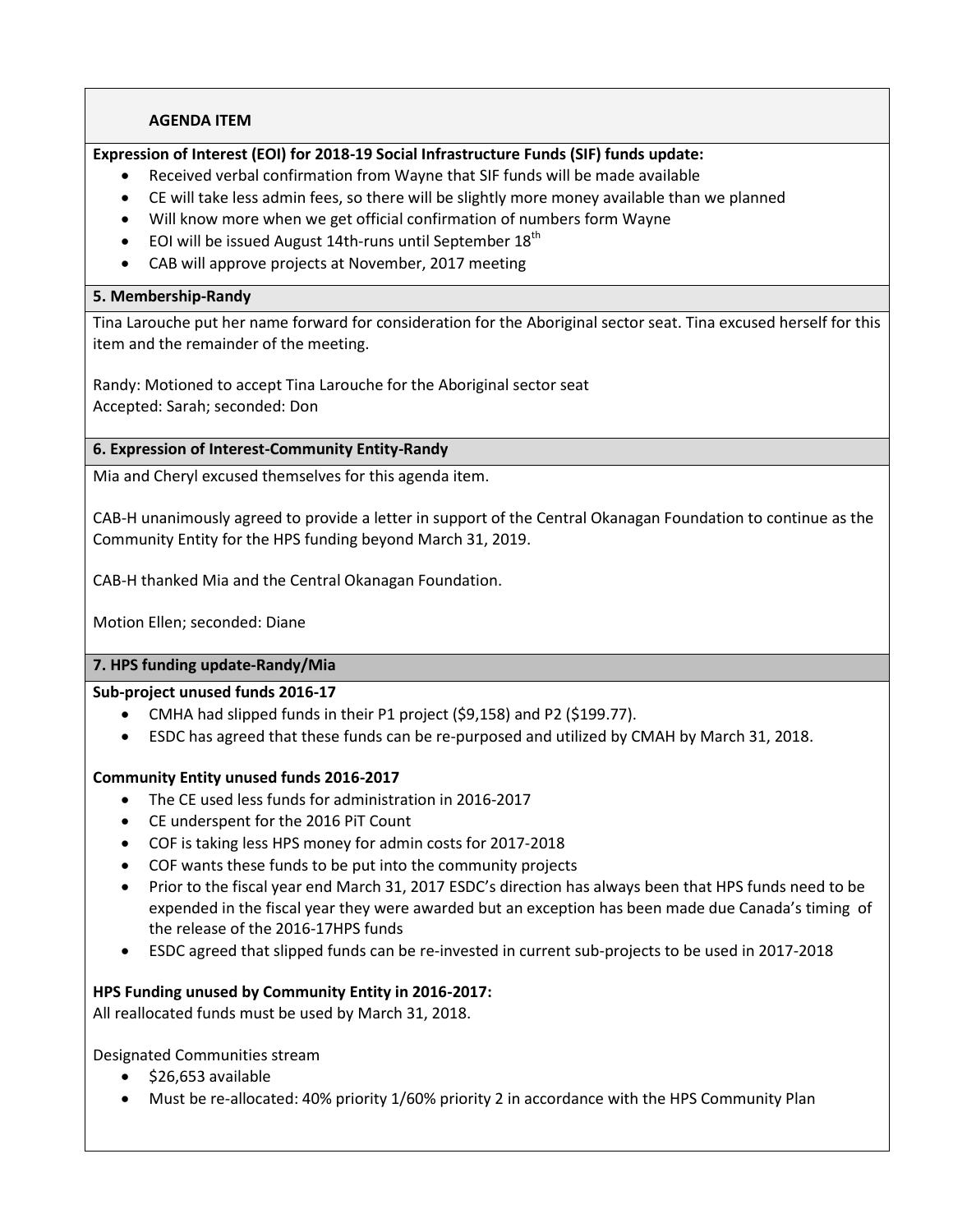**AGENDA ITEM**

**Expression of Interest (EOI) for 2018-19 Social Infrastructure Funds (SIF) funds update:**

- Received verbal confirmation from Wayne that SIF funds will be made available
- CE will take less admin fees, so there will be slightly more money available than we planned
- Will know more when we get official confirmation of numbers form Wayne
- EOI will be issued August 14th-runs until September 18th
- CAB will approve projects at November, 2017 meeting

**5. Membership-Randy**

Tina Larouche put her name forward for consideration for the Aboriginal sector seat. Tina excused herself for this item and the remainder of the meeting.

Randy: Motioned to accept Tina Larouche for the Aboriginal sector seat
Accepted: Sarah; seconded: Don

**6. Expression of Interest-Community Entity-Randy**

Mia and Cheryl excused themselves for this agenda item.

CAB-H unanimously agreed to provide a letter in support of the Central Okanagan Foundation to continue as the Community Entity for the HPS funding beyond March 31, 2019.

CAB-H thanked Mia and the Central Okanagan Foundation.

Motion Ellen; seconded: Diane

**7. HPS funding update-Randy/Mia**

**Sub-project unused funds 2016-17**

- CMHA had slipped funds in their P1 project ($9,158) and P2 ($199.77).
- ESDC has agreed that these funds can be re-purposed and utilized by CMAH by March 31, 2018.

**Community Entity unused funds 2016-2017**

- The CE used less funds for administration in 2016-2017
- CE underspent for the 2016 PiT Count
- COF is taking less HPS money for admin costs for 2017-2018
- COF wants these funds to be put into the community projects
- Prior to the fiscal year end March 31, 2017 ESDC's direction has always been that HPS funds need to be expended in the fiscal year they were awarded but an exception has been made due Canada's timing of the release of the 2016-17HPS funds
- ESDC agreed that slipped funds can be re-invested in current sub-projects to be used in 2017-2018

**HPS Funding unused by Community Entity in 2016-2017:**

All reallocated funds must be used by March 31, 2018.

Designated Communities stream

- $26,653 available
- Must be re-allocated: 40% priority 1/60% priority 2 in accordance with the HPS Community Plan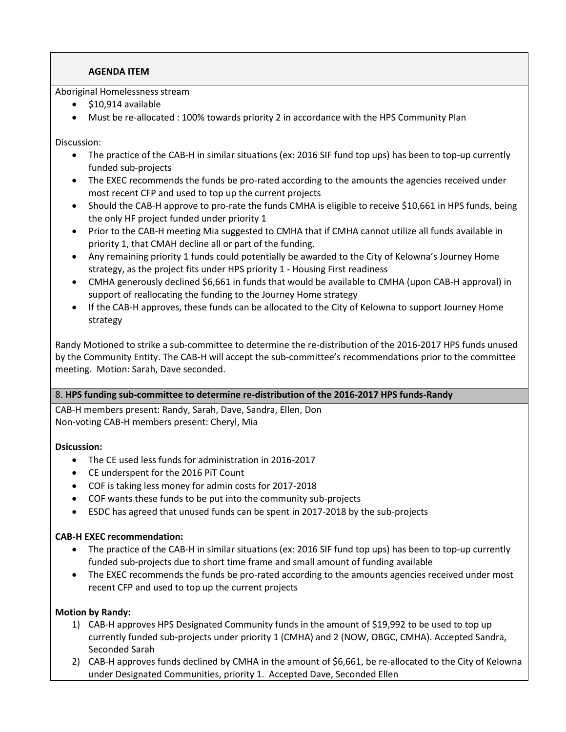**AGENDA ITEM**

Aboriginal Homelessness stream

- $10,914 available
- Must be re-allocated : 100% towards priority 2 in accordance with the HPS Community Plan

Discussion:

- The practice of the CAB-H in similar situations (ex: 2016 SIF fund top ups) has been to top-up currently funded sub-projects
- The EXEC recommends the funds be pro-rated according to the amounts the agencies received under most recent CFP and used to top up the current projects
- Should the CAB-H approve to pro-rate the funds CMHA is eligible to receive $10,661 in HPS funds, being the only HF project funded under priority 1
- Prior to the CAB-H meeting Mia suggested to CMHA that if CMHA cannot utilize all funds available in priority 1, that CMAH decline all or part of the funding.
- Any remaining priority 1 funds could potentially be awarded to the City of Kelowna's Journey Home strategy, as the project fits under HPS priority 1 - Housing First readiness
- CMHA generously declined $6,661 in funds that would be available to CMHA (upon CAB-H approval) in support of reallocating the funding to the Journey Home strategy
- If the CAB-H approves, these funds can be allocated to the City of Kelowna to support Journey Home strategy

Randy Motioned to strike a sub-committee to determine the re-distribution of the 2016-2017 HPS funds unused by the Community Entity. The CAB-H will accept the sub-committee's recommendations prior to the committee meeting. Motion: Sarah, Dave seconded.

**8. HPS funding sub-committee to determine re-distribution of the 2016-2017 HPS funds-Randy**

CAB-H members present: Randy, Sarah, Dave, Sandra, Ellen, Don
Non-voting CAB-H members present: Cheryl, Mia

**Dsicussion:**

- The CE used less funds for administration in 2016-2017
- CE underspent for the 2016 PiT Count
- COF is taking less money for admin costs for 2017-2018
- COF wants these funds to be put into the community sub-projects
- ESDC has agreed that unused funds can be spent in 2017-2018 by the sub-projects

**CAB-H EXEC recommendation:**

- The practice of the CAB-H in similar situations (ex: 2016 SIF fund top ups) has been to top-up currently funded sub-projects due to short time frame and small amount of funding available
- The EXEC recommends the funds be pro-rated according to the amounts agencies received under most recent CFP and used to top up the current projects

**Motion by Randy:**

1) CAB-H approves HPS Designated Community funds in the amount of $19,992 to be used to top up currently funded sub-projects under priority 1 (CMHA) and 2 (NOW, OBGC, CMHA). Accepted Sandra, Seconded Sarah
2) CAB-H approves funds declined by CMHA in the amount of $6,661, be re-allocated to the City of Kelowna under Designated Communities, priority 1. Accepted Dave, Seconded Ellen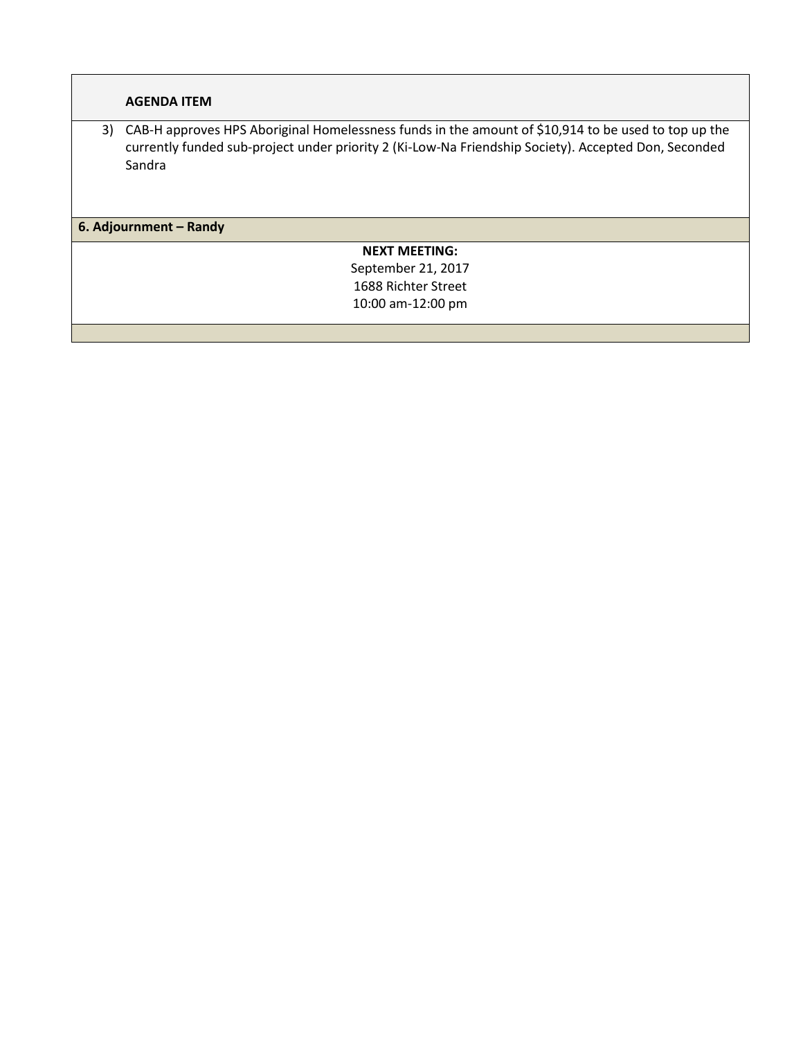**AGENDA ITEM**

3) CAB-H approves HPS Aboriginal Homelessness funds in the amount of $10,914 to be used to top up the currently funded sub-project under priority 2 (Ki-Low-Na Friendship Society). Accepted Don, Seconded Sandra

**6. Adjournment – Randy**

**NEXT MEETING:**
September 21, 2017
1688 Richter Street
10:00 am-12:00 pm